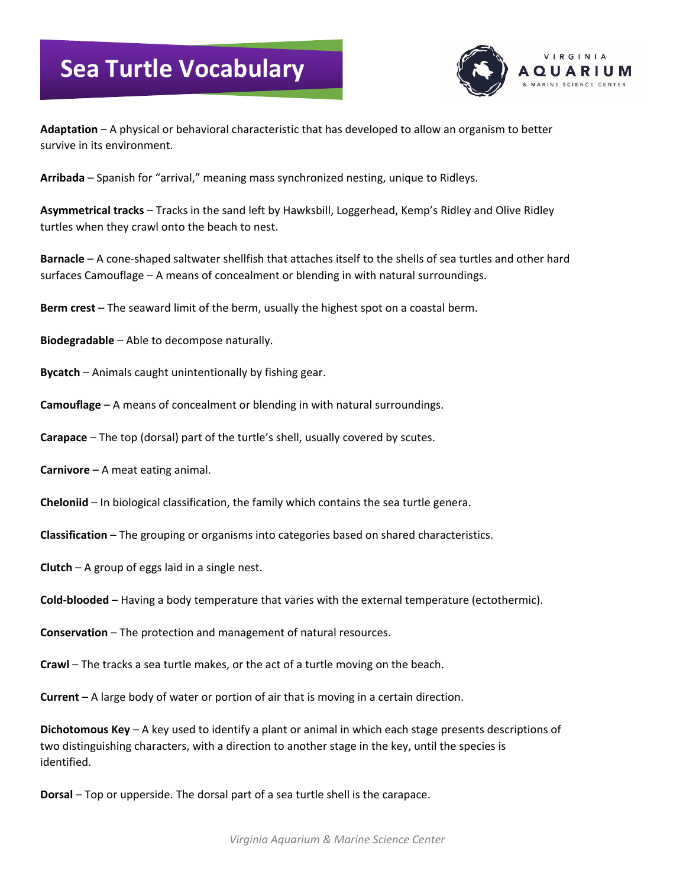# Sea Turtle Vocabulary

**Adaptation** – A physical or behavioral characteristic that has developed to allow an organism to better survive in its environment.

**Arribada** – Spanish for "arrival," meaning mass synchronized nesting, unique to Ridleys.

**Asymmetrical tracks** – Tracks in the sand left by Hawksbill, Loggerhead, Kemp's Ridley and Olive Ridley turtles when they crawl onto the beach to nest.

**Barnacle** – A cone-shaped saltwater shellfish that attaches itself to the shells of sea turtles and other hard surfaces Camouflage – A means of concealment or blending in with natural surroundings.

**Berm crest** – The seaward limit of the berm, usually the highest spot on a coastal berm.

**Biodegradable** – Able to decompose naturally.

**Bycatch** – Animals caught unintentionally by fishing gear.

**Camouflage** – A means of concealment or blending in with natural surroundings.

**Carapace** – The top (dorsal) part of the turtle's shell, usually covered by scutes.

**Carnivore** – A meat eating animal.

**Cheloniid** – In biological classification, the family which contains the sea turtle genera.

**Classification** – The grouping or organisms into categories based on shared characteristics.

**Clutch** – A group of eggs laid in a single nest.

**Cold-blooded** – Having a body temperature that varies with the external temperature (ectothermic).

**Conservation** – The protection and management of natural resources.

**Crawl** – The tracks a sea turtle makes, or the act of a turtle moving on the beach.

**Current** – A large body of water or portion of air that is moving in a certain direction.

**Dichotomous Key** – A key used to identify a plant or animal in which each stage presents descriptions of two distinguishing characters, with a direction to another stage in the key, until the species is identified.

**Dorsal** – Top or upperside. The dorsal part of a sea turtle shell is the carapace.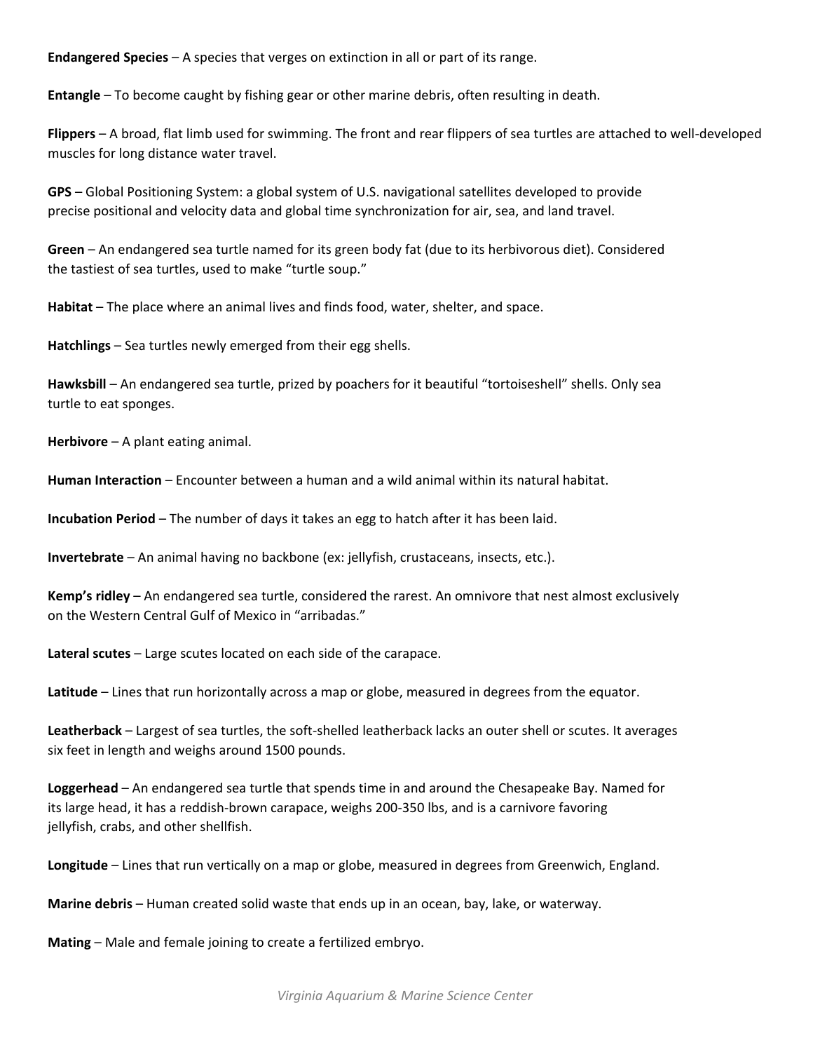**Endangered Species** – A species that verges on extinction in all or part of its range.

**Entangle** – To become caught by fishing gear or other marine debris, often resulting in death.

**Flippers** – A broad, flat limb used for swimming. The front and rear flippers of sea turtles are attached to well-developed muscles for long distance water travel.

**GPS** – Global Positioning System: a global system of U.S. navigational satellites developed to provide precise positional and velocity data and global time synchronization for air, sea, and land travel.

**Green** – An endangered sea turtle named for its green body fat (due to its herbivorous diet). Considered the tastiest of sea turtles, used to make "turtle soup."

**Habitat** – The place where an animal lives and finds food, water, shelter, and space.

**Hatchlings** – Sea turtles newly emerged from their egg shells.

**Hawksbill** – An endangered sea turtle, prized by poachers for it beautiful "tortoiseshell" shells. Only sea turtle to eat sponges.

**Herbivore** – A plant eating animal.

**Human Interaction** – Encounter between a human and a wild animal within its natural habitat.

**Incubation Period** – The number of days it takes an egg to hatch after it has been laid.

**Invertebrate** – An animal having no backbone (ex: jellyfish, crustaceans, insects, etc.).

**Kemp's ridley** – An endangered sea turtle, considered the rarest. An omnivore that nest almost exclusively on the Western Central Gulf of Mexico in "arribadas."

**Lateral scutes** – Large scutes located on each side of the carapace.

**Latitude** – Lines that run horizontally across a map or globe, measured in degrees from the equator.

**Leatherback** – Largest of sea turtles, the soft-shelled leatherback lacks an outer shell or scutes. It averages six feet in length and weighs around 1500 pounds.

**Loggerhead** – An endangered sea turtle that spends time in and around the Chesapeake Bay. Named for its large head, it has a reddish-brown carapace, weighs 200-350 lbs, and is a carnivore favoring jellyfish, crabs, and other shellfish.

**Longitude** – Lines that run vertically on a map or globe, measured in degrees from Greenwich, England.

**Marine debris** – Human created solid waste that ends up in an ocean, bay, lake, or waterway.

**Mating** – Male and female joining to create a fertilized embryo.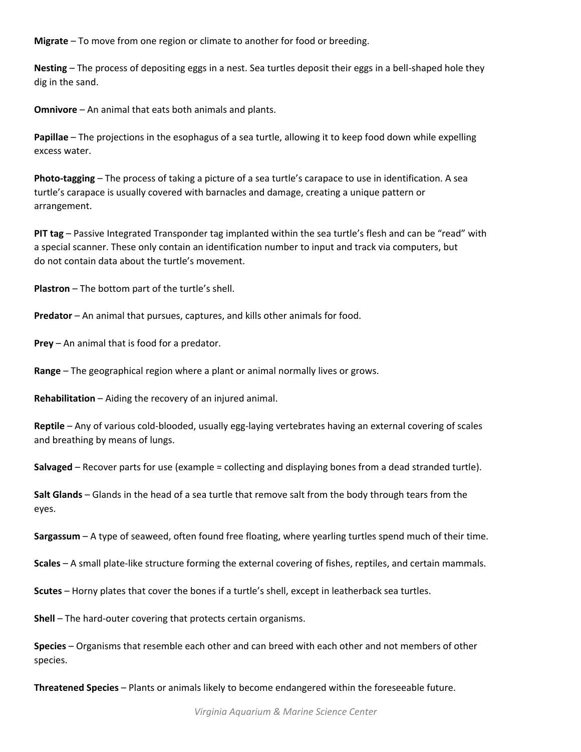**Migrate** – To move from one region or climate to another for food or breeding.

**Nesting** – The process of depositing eggs in a nest. Sea turtles deposit their eggs in a bell-shaped hole they dig in the sand.

**Omnivore** – An animal that eats both animals and plants.

**Papillae** – The projections in the esophagus of a sea turtle, allowing it to keep food down while expelling excess water.

**Photo-tagging** – The process of taking a picture of a sea turtle's carapace to use in identification. A sea turtle's carapace is usually covered with barnacles and damage, creating a unique pattern or arrangement.

**PIT tag** – Passive Integrated Transponder tag implanted within the sea turtle's flesh and can be "read" with a special scanner. These only contain an identification number to input and track via computers, but do not contain data about the turtle's movement.

**Plastron** – The bottom part of the turtle's shell.

**Predator** – An animal that pursues, captures, and kills other animals for food.

**Prey** – An animal that is food for a predator.

**Range** – The geographical region where a plant or animal normally lives or grows.

**Rehabilitation** – Aiding the recovery of an injured animal.

**Reptile** – Any of various cold-blooded, usually egg-laying vertebrates having an external covering of scales and breathing by means of lungs.

**Salvaged** – Recover parts for use (example = collecting and displaying bones from a dead stranded turtle).

**Salt Glands** – Glands in the head of a sea turtle that remove salt from the body through tears from the eyes.

**Sargassum** – A type of seaweed, often found free floating, where yearling turtles spend much of their time.

**Scales** – A small plate-like structure forming the external covering of fishes, reptiles, and certain mammals.

**Scutes** – Horny plates that cover the bones if a turtle's shell, except in leatherback sea turtles.

**Shell** – The hard-outer covering that protects certain organisms.

**Species** – Organisms that resemble each other and can breed with each other and not members of other species.

**Threatened Species** – Plants or animals likely to become endangered within the foreseeable future.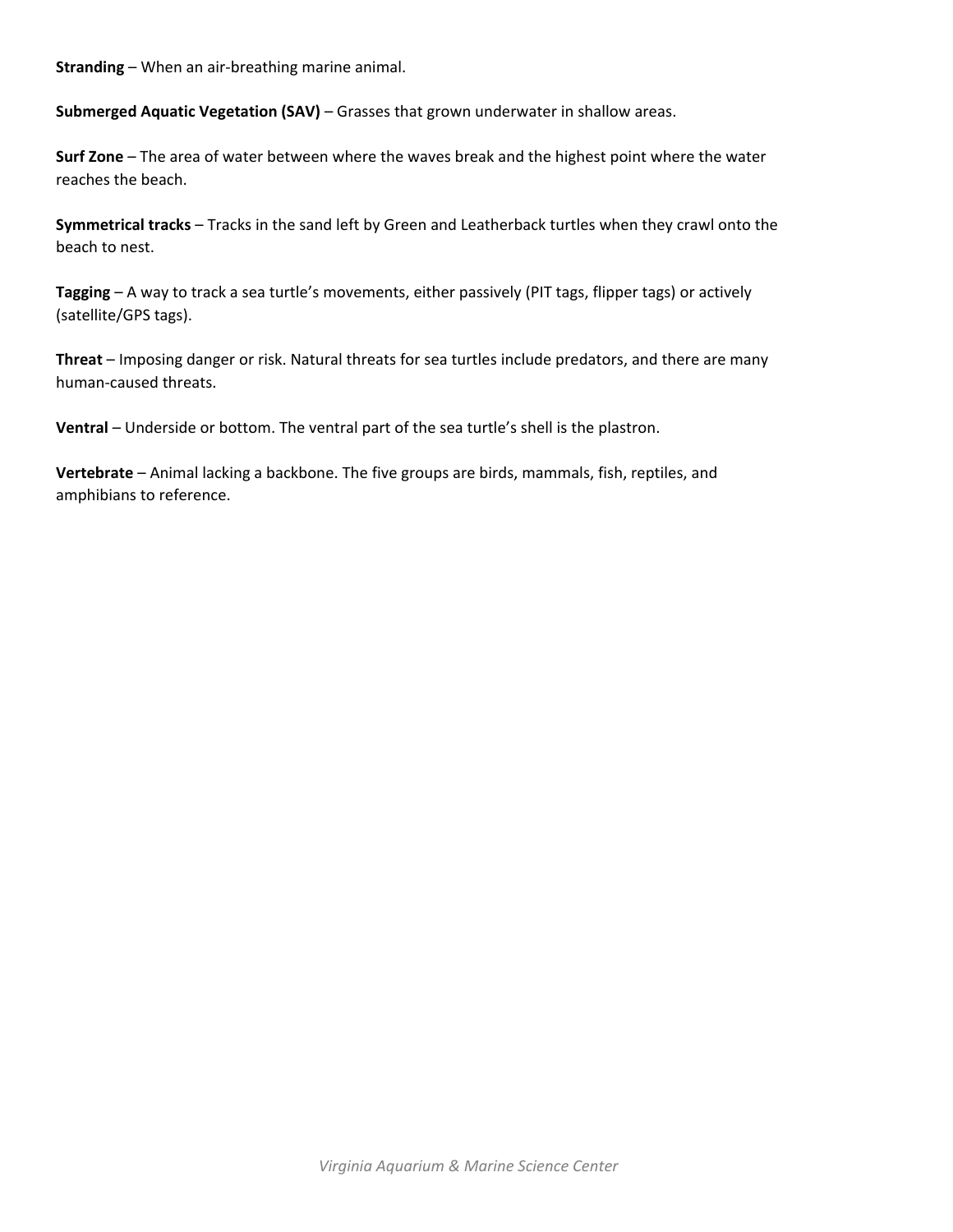**Stranding** – When an air-breathing marine animal.

**Submerged Aquatic Vegetation (SAV)** – Grasses that grown underwater in shallow areas.

**Surf Zone** – The area of water between where the waves break and the highest point where the water reaches the beach.

**Symmetrical tracks** – Tracks in the sand left by Green and Leatherback turtles when they crawl onto the beach to nest.

**Tagging** – A way to track a sea turtle's movements, either passively (PIT tags, flipper tags) or actively (satellite/GPS tags).

**Threat** – Imposing danger or risk. Natural threats for sea turtles include predators, and there are many human-caused threats.

**Ventral** – Underside or bottom. The ventral part of the sea turtle's shell is the plastron.

**Vertebrate** – Animal lacking a backbone. The five groups are birds, mammals, fish, reptiles, and amphibians to reference.